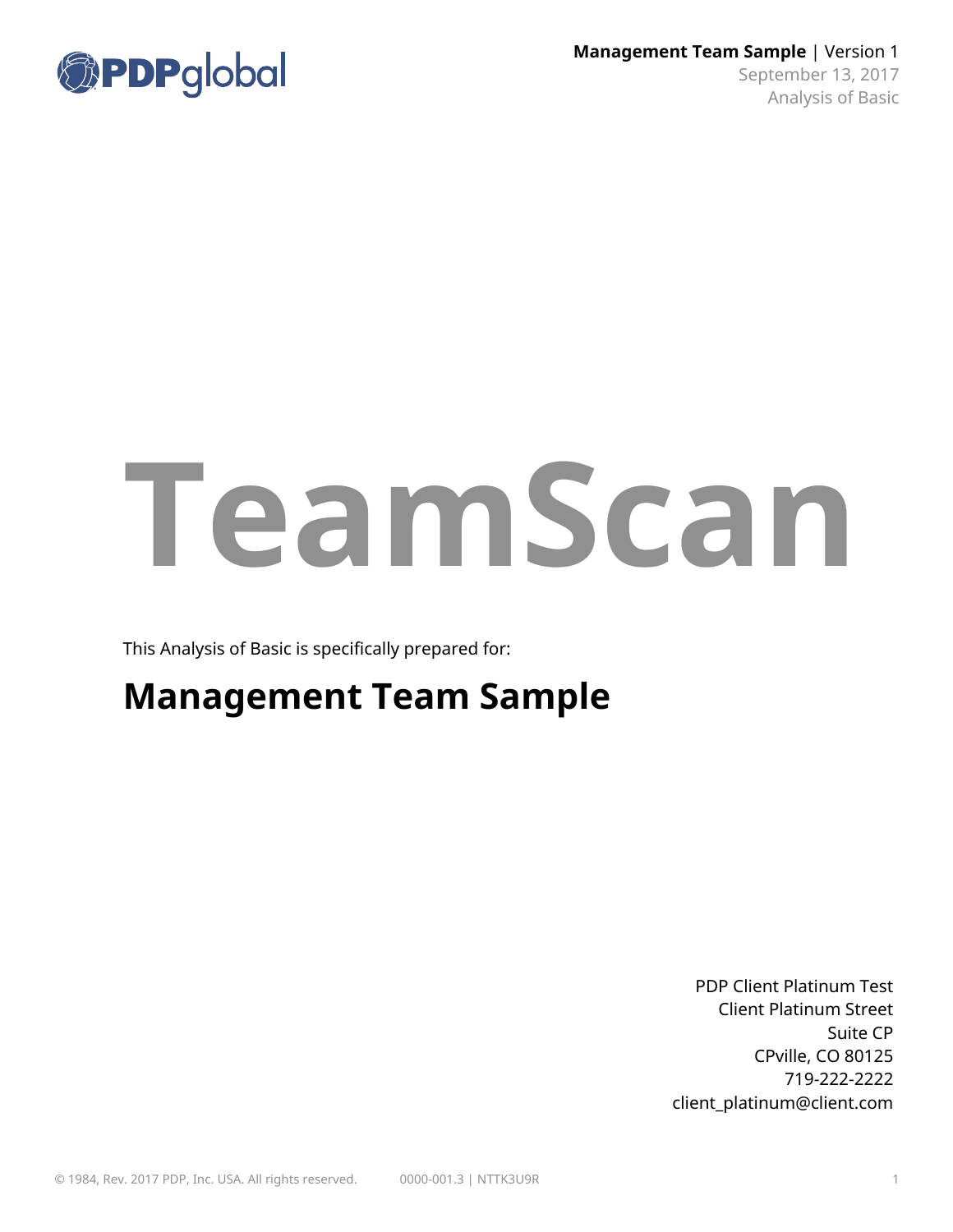# TeamScan

This Analysis of Basic is specifically prepared for:

## Management Team Sample

PDP Client Platinum Test
Client Platinum Street
Suite CP
CPville, CO 80125
719-222-2222
client_platinum@client.com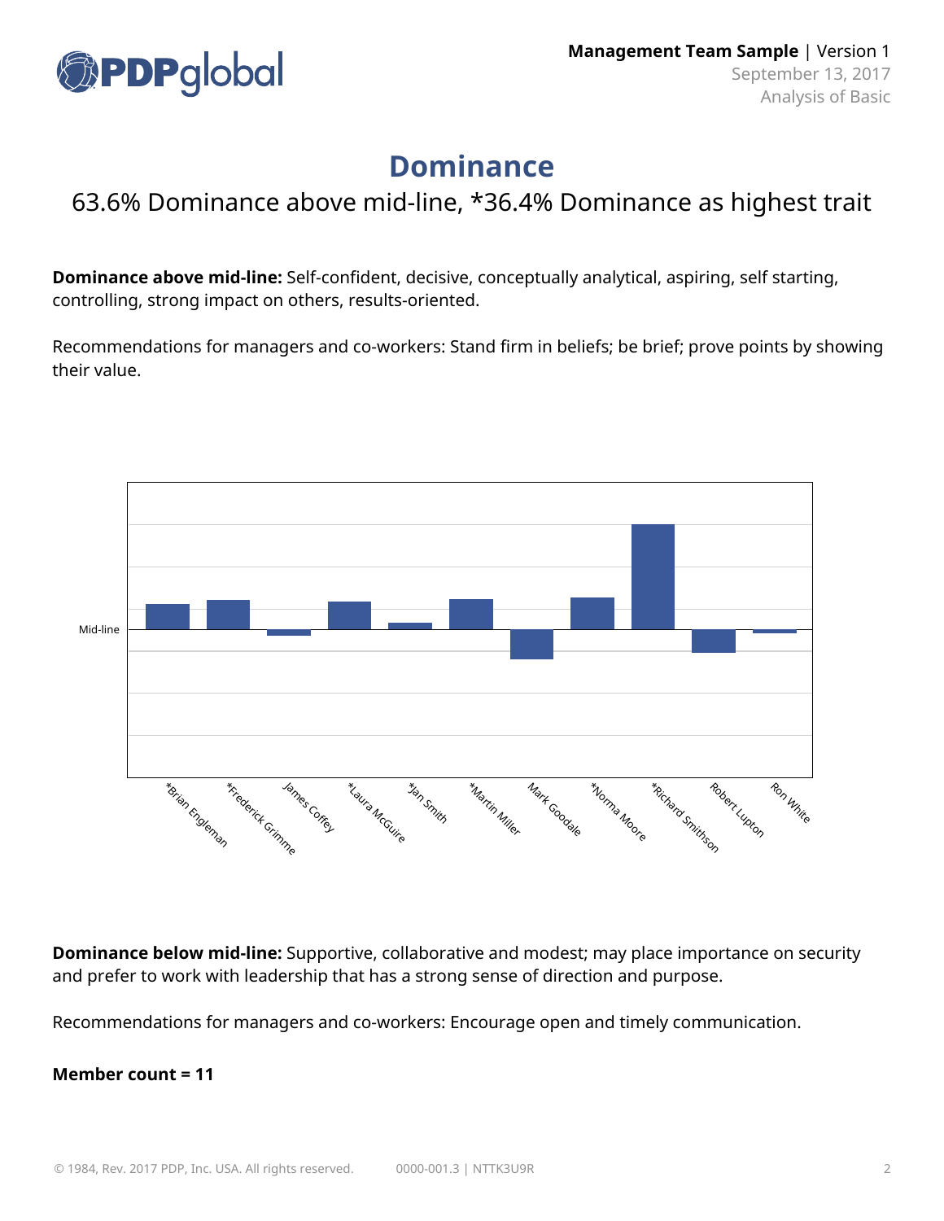# Dominance

63.6% Dominance above mid-line, *36.4% Dominance as highest trait

**Dominance above mid-line:** Self-confident, decisive, conceptually analytical, aspiring, self starting, controlling, strong impact on others, results-oriented.

Recommendations for managers and co-workers: Stand firm in beliefs; be brief; prove points by showing their value.

Mid-line

*Brian Engleman, *Frederick Grimme, James Coffey, *Laura McGuire, *Jan Smith, *Martin Miller, Mark Goodale, *Norma Moore, *Richard Smithson, Robert Lupton, Ron White

**Dominance below mid-line:** Supportive, collaborative and modest; may place importance on security and prefer to work with leadership that has a strong sense of direction and purpose.

Recommendations for managers and co-workers: Encourage open and timely communication.

**Member count = 11**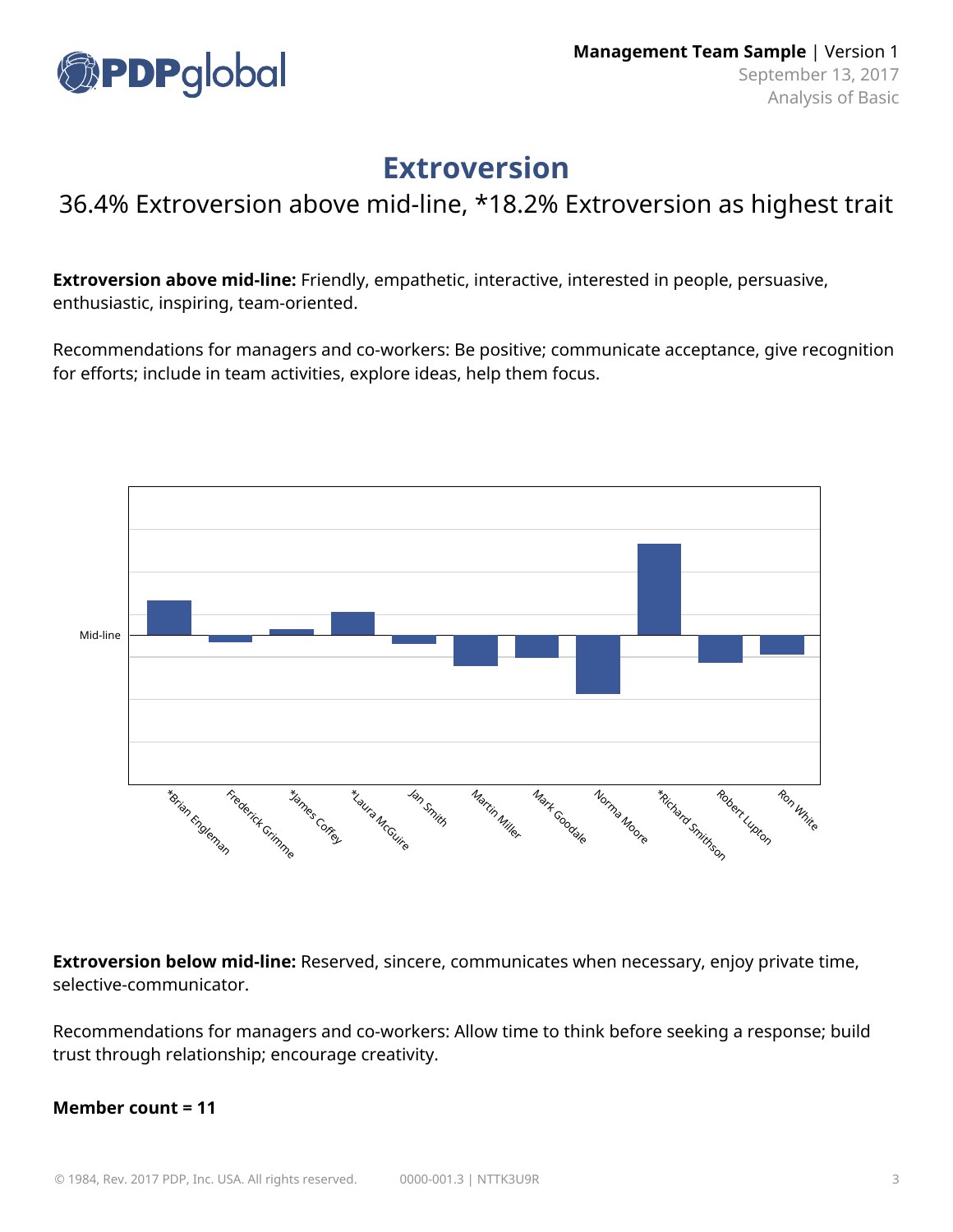# Extroversion

## 36.4% Extroversion above mid-line, *18.2% Extroversion as highest trait

**Extroversion above mid-line:** Friendly, empathetic, interactive, interested in people, persuasive, enthusiastic, inspiring, team-oriented.

Recommendations for managers and co-workers: Be positive; communicate acceptance, give recognition for efforts; include in team activities, explore ideas, help them focus.

Mid-line

*Brian Engleman, Frederick Grimme, *James Coffey, *Laura McGuire, Jan Smith, Martin Miller, Mark Goodale, Norma Moore, *Richard Smithson, Robert Lupton, Ron White

**Extroversion below mid-line:** Reserved, sincere, communicates when necessary, enjoy private time, selective-communicator.

Recommendations for managers and co-workers: Allow time to think before seeking a response; build trust through relationship; encourage creativity.

**Member count = 11**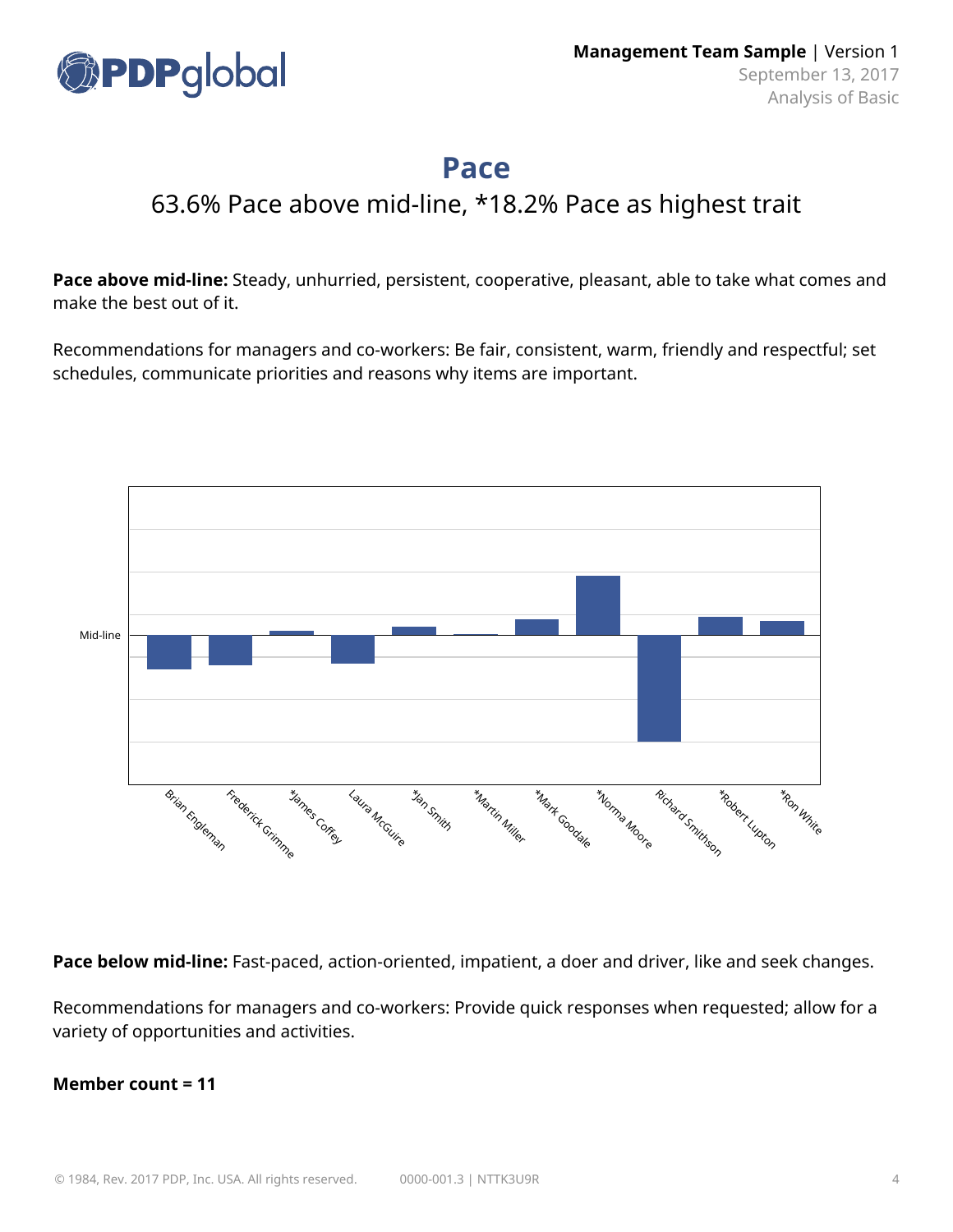# Pace

63.6% Pace above mid-line, *18.2% Pace as highest trait

**Pace above mid-line:** Steady, unhurried, persistent, cooperative, pleasant, able to take what comes and make the best out of it.

Recommendations for managers and co-workers: Be fair, consistent, warm, friendly and respectful; set schedules, communicate priorities and reasons why items are important.

Mid-line

Brian Engleman, Frederick Grimme, *James Coffey, Laura McGuire, *Jan Smith, *Martin Miller, *Mark Goodale, *Norma Moore, Richard Smithson, *Robert Lupton, *Ron White

**Pace below mid-line:** Fast-paced, action-oriented, impatient, a doer and driver, like and seek changes.

Recommendations for managers and co-workers: Provide quick responses when requested; allow for a variety of opportunities and activities.

**Member count = 11**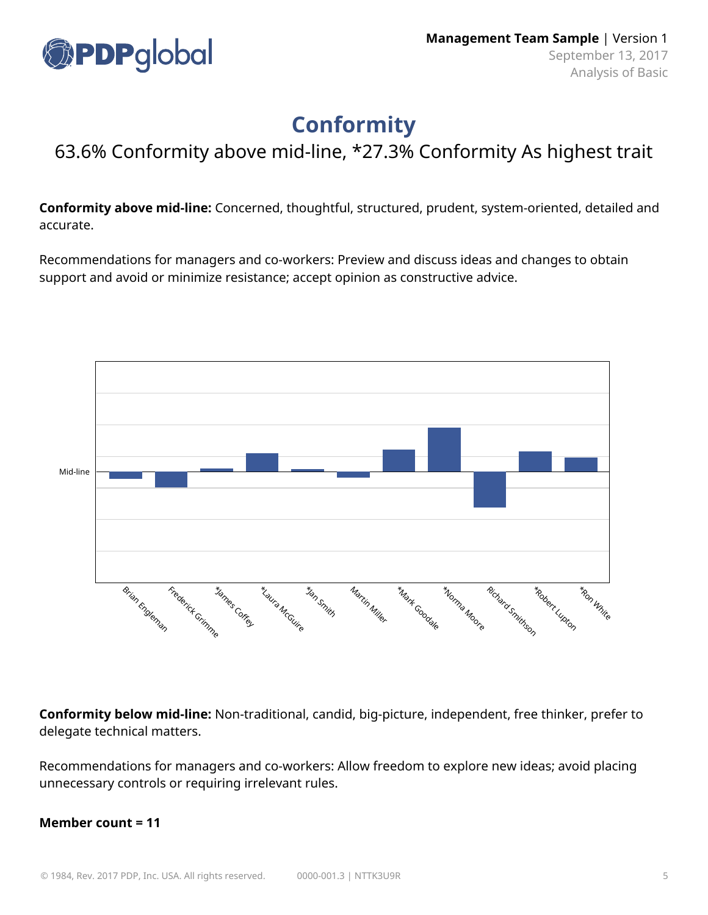# Conformity

## 63.6% Conformity above mid-line, *27.3% Conformity As highest trait

**Conformity above mid-line:** Concerned, thoughtful, structured, prudent, system-oriented, detailed and accurate.

Recommendations for managers and co-workers: Preview and discuss ideas and changes to obtain support and avoid or minimize resistance; accept opinion as constructive advice.

Mid-line

Brian Engleman, Frederick Grimme, *James Coffey, *Laura McGuire, *Jan Smith, Martin Miller, *Mark Goodale, *Norma Moore, Richard Smithson, *Robert Lupton, *Ron White

**Conformity below mid-line:** Non-traditional, candid, big-picture, independent, free thinker, prefer to delegate technical matters.

Recommendations for managers and co-workers: Allow freedom to explore new ideas; avoid placing unnecessary controls or requiring irrelevant rules.

**Member count = 11**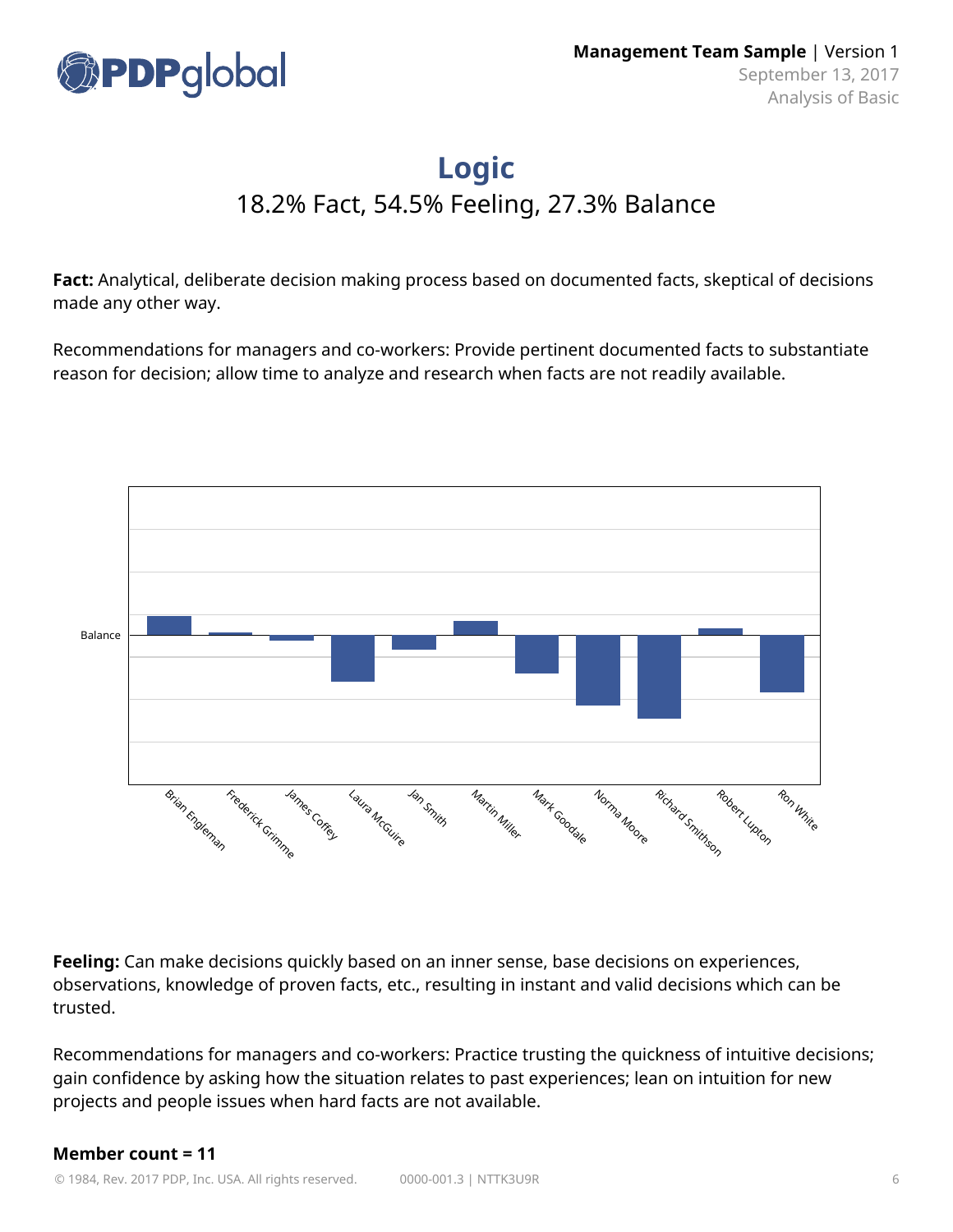# Logic

## 18.2% Fact, 54.5% Feeling, 27.3% Balance

**Fact:** Analytical, deliberate decision making process based on documented facts, skeptical of decisions made any other way.

Recommendations for managers and co-workers: Provide pertinent documented facts to substantiate reason for decision; allow time to analyze and research when facts are not readily available.

Balance

Brian Engleman, Frederick Grimme, James Coffey, Laura McGuire, Jan Smith, Martin Miller, Mark Goodale, Norma Moore, Richard Smithson, Robert Lupton, Ron White

**Feeling:** Can make decisions quickly based on an inner sense, base decisions on experiences, observations, knowledge of proven facts, etc., resulting in instant and valid decisions which can be trusted.

Recommendations for managers and co-workers: Practice trusting the quickness of intuitive decisions; gain confidence by asking how the situation relates to past experiences; lean on intuition for new projects and people issues when hard facts are not available.

**Member count = 11**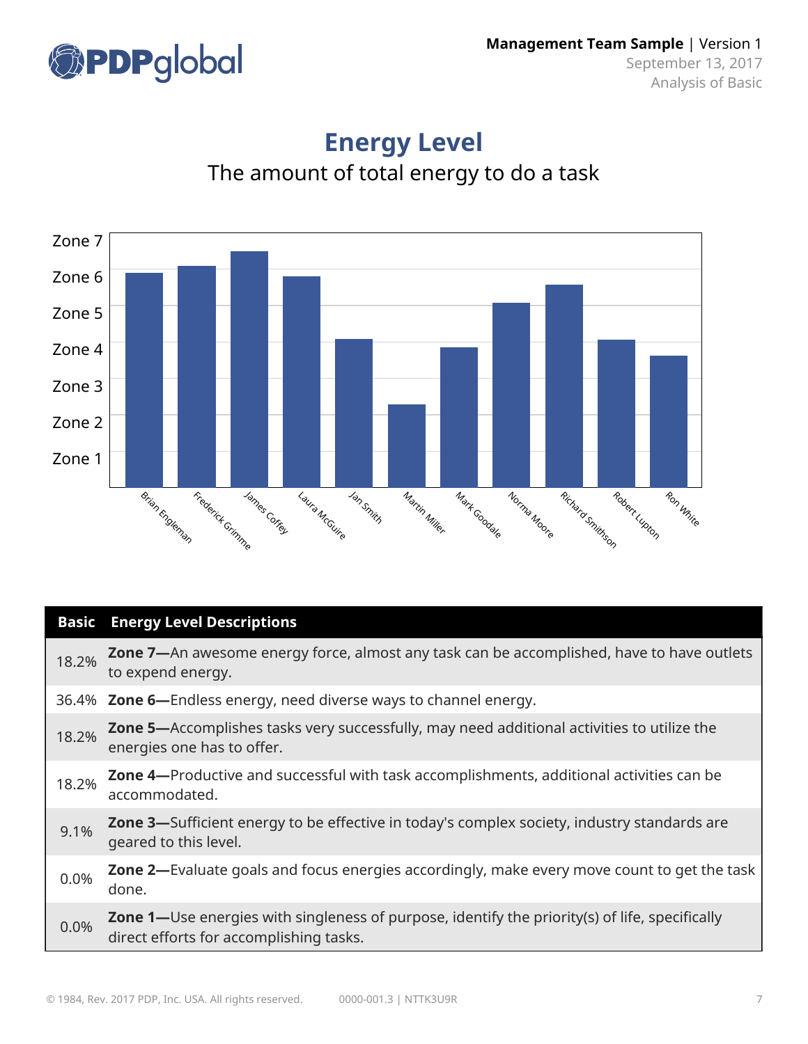# Energy Level

The amount of total energy to do a task

Zone 7
Zone 6
Zone 5
Zone 4
Zone 3
Zone 2
Zone 1

Brian Engleman
Frederick Grimme
James Coffey
Laura McGuire
Jan Smith
Martin Miller
Mark Goodale
Norma Moore
Richard Smithson
Robert Lupton
Ron White

| Basic | Energy Level Descriptions |
|---|---|
| 18.2% | **Zone 7—**An awesome energy force, almost any task can be accomplished, have to have outlets to expend energy. |
| 36.4% | **Zone 6—**Endless energy, need diverse ways to channel energy. |
| 18.2% | **Zone 5—**Accomplishes tasks very successfully, may need additional activities to utilize the energies one has to offer. |
| 18.2% | **Zone 4—**Productive and successful with task accomplishments, additional activities can be accommodated. |
| 9.1% | **Zone 3—**Sufficient energy to be effective in today's complex society, industry standards are geared to this level. |
| 0.0% | **Zone 2—**Evaluate goals and focus energies accordingly, make every move count to get the task done. |
| 0.0% | **Zone 1—**Use energies with singleness of purpose, identify the priority(s) of life, specifically direct efforts for accomplishing tasks. |